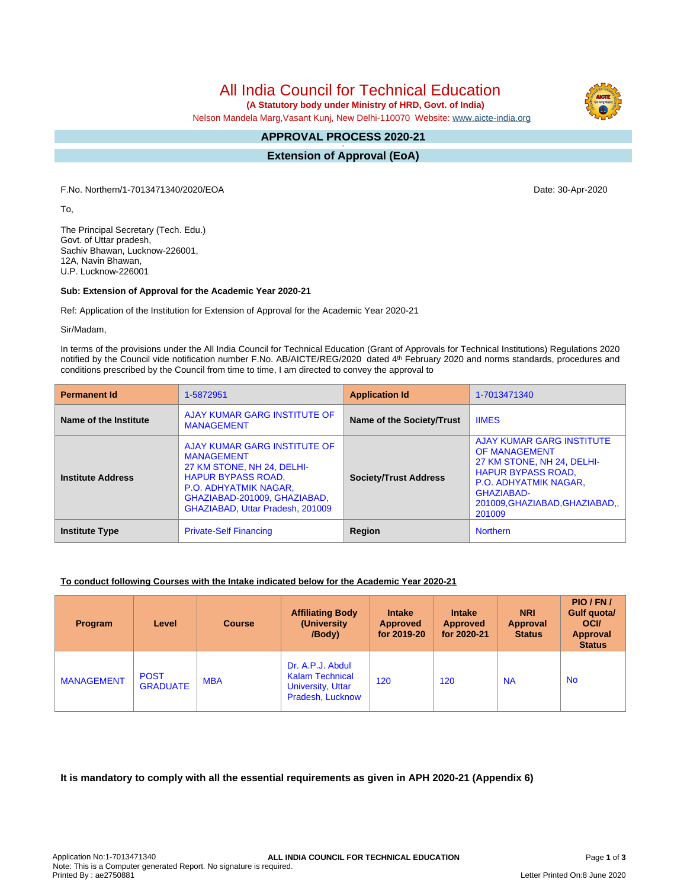# All India Council for Technical Education

**(A Statutory body under Ministry of HRD, Govt. of India)**

Nelson Mandela Marg,Vasant Kunj, New Delhi-110070 Website: www.aicte-india.org

## APPROVAL PROCESS 2020-21

## Extension of Approval (EoA)

F.No. Northern/1-7013471340/2020/EOA

Date: 30-Apr-2020

To,

The Principal Secretary (Tech. Edu.)
Govt. of Uttar pradesh,
Sachiv Bhawan, Lucknow-226001,
12A, Navin Bhawan,
U.P. Lucknow-226001

**Sub: Extension of Approval for the Academic Year 2020-21**

Ref: Application of the Institution for Extension of Approval for the Academic Year 2020-21

Sir/Madam,

In terms of the provisions under the All India Council for Technical Education (Grant of Approvals for Technical Institutions) Regulations 2020 notified by the Council vide notification number F.No. AB/AICTE/REG/2020 dated 4th February 2020 and norms standards, procedures and conditions prescribed by the Council from time to time, I am directed to convey the approval to

| **Permanent Id** | 1-5872951 | **Application Id** | 1-7013471340 |
|---|---|---|---|
| **Name of the Institute** | AJAY KUMAR GARG INSTITUTE OF MANAGEMENT | **Name of the Society/Trust** | IIMES |
| **Institute Address** | AJAY KUMAR GARG INSTITUTE OF MANAGEMENT 27 KM STONE, NH 24, DELHI-HAPUR BYPASS ROAD, P.O. ADHYATMIK NAGAR, GHAZIABAD-201009, GHAZIABAD, GHAZIABAD, Uttar Pradesh, 201009 | **Society/Trust Address** | AJAY KUMAR GARG INSTITUTE OF MANAGEMENT 27 KM STONE, NH 24, DELHI-HAPUR BYPASS ROAD, P.O. ADHYATMIK NAGAR, GHAZIABAD-201009,GHAZIABAD,GHAZIABAD,, 201009 |
| **Institute Type** | Private-Self Financing | **Region** | Northern |

**To conduct following Courses with the Intake indicated below for the Academic Year 2020-21**

| Program | Level | Course | Affiliating Body (University /Body) | Intake Approved for 2019-20 | Intake Approved for 2020-21 | NRI Approval Status | PIO / FN / Gulf quota/ OCI/ Approval Status |
|---|---|---|---|---|---|---|---|
| MANAGEMENT | POST GRADUATE | MBA | Dr. A.P.J. Abdul Kalam Technical University, Uttar Pradesh, Lucknow | 120 | 120 | NA | No |

**It is mandatory to comply with all the essential requirements as given in APH 2020-21 (Appendix 6)**

Application No:1-7013471340
Note: This is a Computer generated Report. No signature is required.
Printed By : ae2750881
Letter Printed On:8 June 2020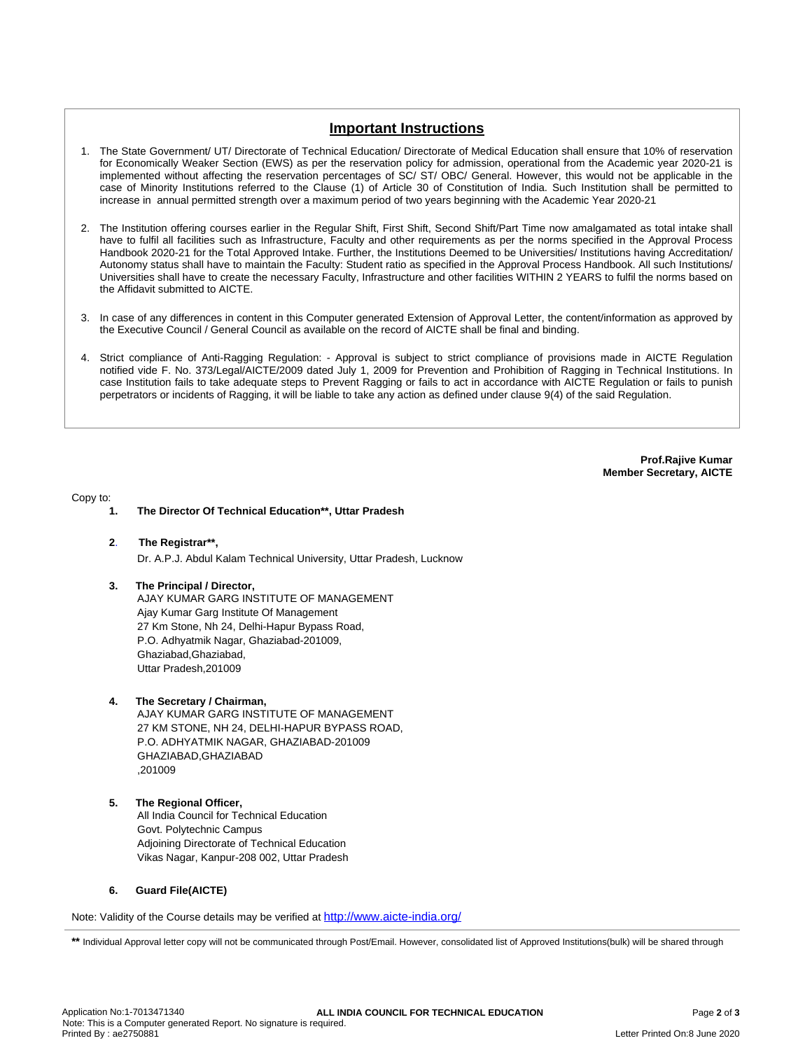## Important Instructions

1. The State Government/ UT/ Directorate of Technical Education/ Directorate of Medical Education shall ensure that 10% of reservation for Economically Weaker Section (EWS) as per the reservation policy for admission, operational from the Academic year 2020-21 is implemented without affecting the reservation percentages of SC/ ST/ OBC/ General. However, this would not be applicable in the case of Minority Institutions referred to the Clause (1) of Article 30 of Constitution of India. Such Institution shall be permitted to increase in annual permitted strength over a maximum period of two years beginning with the Academic Year 2020-21

2. The Institution offering courses earlier in the Regular Shift, First Shift, Second Shift/Part Time now amalgamated as total intake shall have to fulfil all facilities such as Infrastructure, Faculty and other requirements as per the norms specified in the Approval Process Handbook 2020-21 for the Total Approved Intake. Further, the Institutions Deemed to be Universities/ Institutions having Accreditation/ Autonomy status shall have to maintain the Faculty: Student ratio as specified in the Approval Process Handbook. All such Institutions/ Universities shall have to create the necessary Faculty, Infrastructure and other facilities WITHIN 2 YEARS to fulfil the norms based on the Affidavit submitted to AICTE.

3. In case of any differences in content in this Computer generated Extension of Approval Letter, the content/information as approved by the Executive Council / General Council as available on the record of AICTE shall be final and binding.

4. Strict compliance of Anti-Ragging Regulation: - Approval is subject to strict compliance of provisions made in AICTE Regulation notified vide F. No. 373/Legal/AICTE/2009 dated July 1, 2009 for Prevention and Prohibition of Ragging in Technical Institutions. In case Institution fails to take adequate steps to Prevent Ragging or fails to act in accordance with AICTE Regulation or fails to punish perpetrators or incidents of Ragging, it will be liable to take any action as defined under clause 9(4) of the said Regulation.

**Prof.Rajive Kumar**
**Member Secretary, AICTE**

Copy to:

1. **The Director Of Technical Education\*\*, Uttar Pradesh**

2. **The Registrar\*\*,**
   Dr. A.P.J. Abdul Kalam Technical University, Uttar Pradesh, Lucknow

3. **The Principal / Director,**
   AJAY KUMAR GARG INSTITUTE OF MANAGEMENT
   Ajay Kumar Garg Institute Of Management
   27 Km Stone, Nh 24, Delhi-Hapur Bypass Road,
   P.O. Adhyatmik Nagar, Ghaziabad-201009,
   Ghaziabad,Ghaziabad,
   Uttar Pradesh,201009

4. **The Secretary / Chairman,**
   AJAY KUMAR GARG INSTITUTE OF MANAGEMENT
   27 KM STONE, NH 24, DELHI-HAPUR BYPASS ROAD,
   P.O. ADHYATMIK NAGAR, GHAZIABAD-201009
   GHAZIABAD,GHAZIABAD
   ,201009

5. **The Regional Officer,**
   All India Council for Technical Education
   Govt. Polytechnic Campus
   Adjoining Directorate of Technical Education
   Vikas Nagar, Kanpur-208 002, Uttar Pradesh

6. **Guard File(AICTE)**

Note: Validity of the Course details may be verified at http://www.aicte-india.org/

**\*\*** Individual Approval letter copy will not be communicated through Post/Email. However, consolidated list of Approved Institutions(bulk) will be shared through

Application No:1-7013471340
Note: This is a Computer generated Report. No signature is required.
Printed By : ae2750881
Letter Printed On:8 June 2020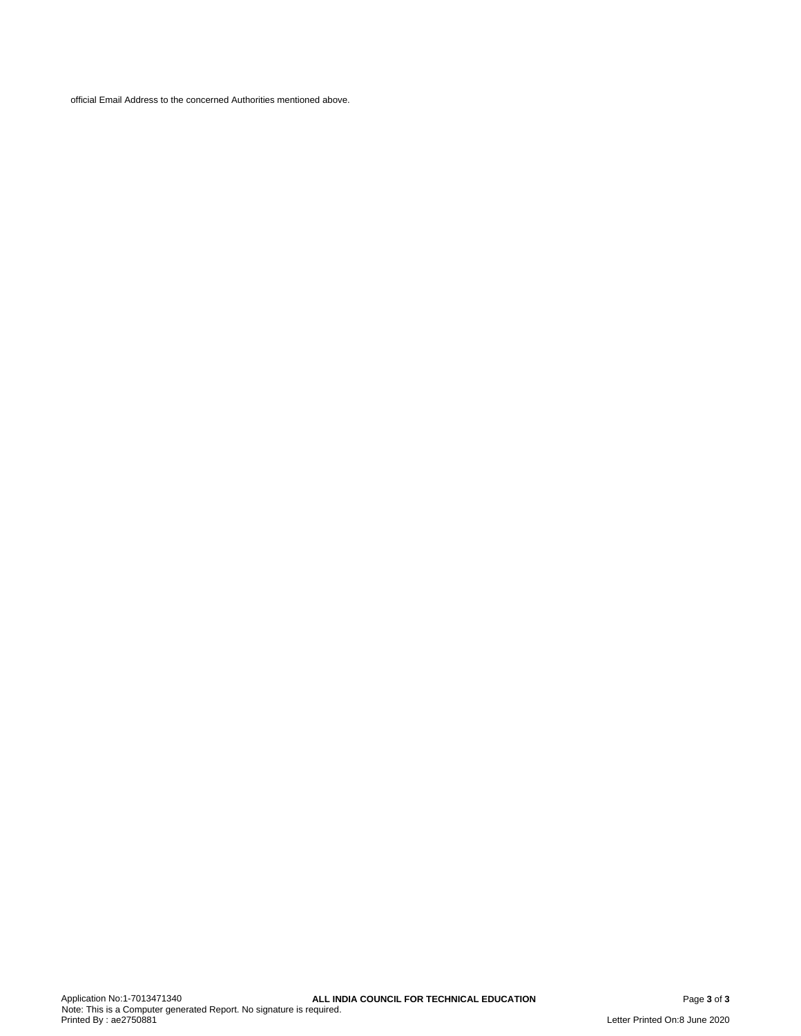official Email Address to the concerned Authorities mentioned above.